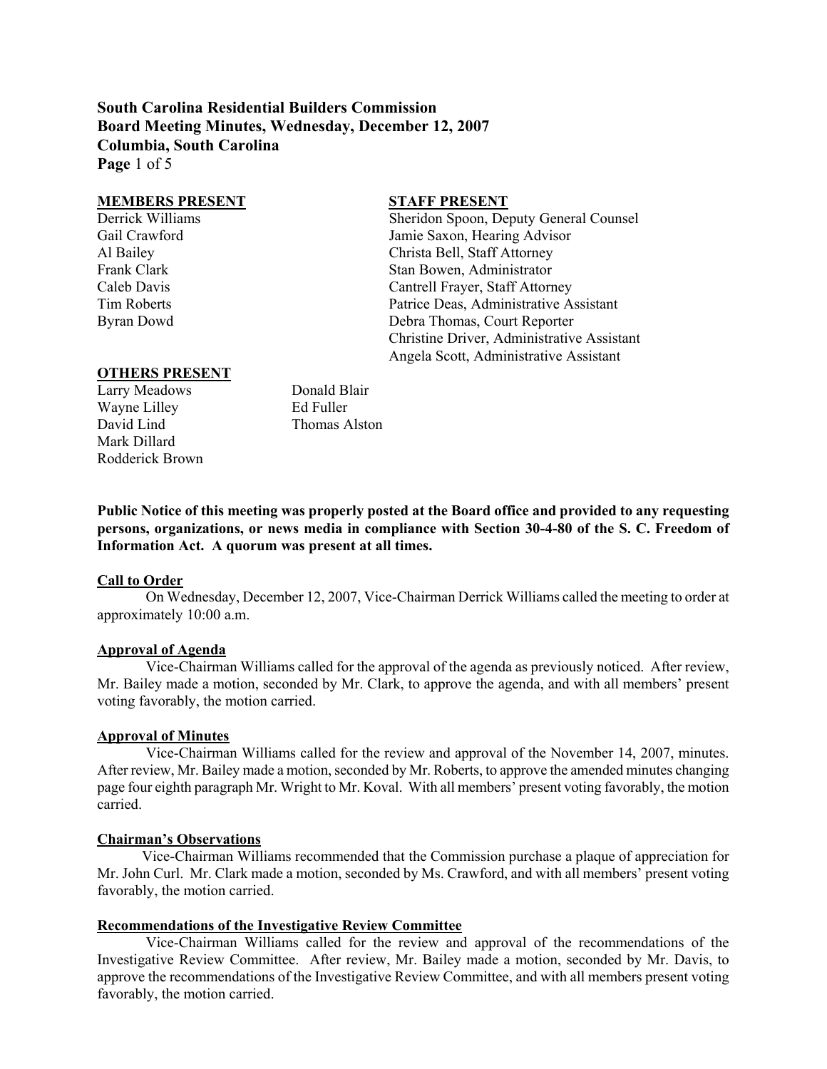**South Carolina Residential Builders Commission**
**Board Meeting Minutes, Wednesday, December 12, 2007**
**Columbia, South Carolina**

| MEMBERS PRESENT | STAFF PRESENT |
|---|---|
| Derrick Williams | Sheridon Spoon, Deputy General Counsel |
| Gail Crawford | Jamie Saxon, Hearing Advisor |
| Al Bailey | Christa Bell, Staff Attorney |
| Frank Clark | Stan Bowen, Administrator |
| Caleb Davis | Cantrell Frayer, Staff Attorney |
| Tim Roberts | Patrice Deas, Administrative Assistant |
| Byran Dowd | Debra Thomas, Court Reporter |
| | Christine Driver, Administrative Assistant |
| | Angela Scott, Administrative Assistant |

**OTHERS PRESENT**

| | |
|---|---|
| Larry Meadows | Donald Blair |
| Wayne Lilley | Ed Fuller |
| David Lind | Thomas Alston |
| Mark Dillard | |
| Rodderick Brown | |

**Public Notice of this meeting was properly posted at the Board office and provided to any requesting persons, organizations, or news media in compliance with Section 30-4-80 of the S. C. Freedom of Information Act. A quorum was present at all times.**

**Call to Order**

On Wednesday, December 12, 2007, Vice-Chairman Derrick Williams called the meeting to order at approximately 10:00 a.m.

**Approval of Agenda**

Vice-Chairman Williams called for the approval of the agenda as previously noticed. After review, Mr. Bailey made a motion, seconded by Mr. Clark, to approve the agenda, and with all members' present voting favorably, the motion carried.

**Approval of Minutes**

Vice-Chairman Williams called for the review and approval of the November 14, 2007, minutes. After review, Mr. Bailey made a motion, seconded by Mr. Roberts, to approve the amended minutes changing page four eighth paragraph Mr. Wright to Mr. Koval. With all members' present voting favorably, the motion carried.

**Chairman's Observations**

Vice-Chairman Williams recommended that the Commission purchase a plaque of appreciation for Mr. John Curl. Mr. Clark made a motion, seconded by Ms. Crawford, and with all members' present voting favorably, the motion carried.

**Recommendations of the Investigative Review Committee**

Vice-Chairman Williams called for the review and approval of the recommendations of the Investigative Review Committee. After review, Mr. Bailey made a motion, seconded by Mr. Davis, to approve the recommendations of the Investigative Review Committee, and with all members present voting favorably, the motion carried.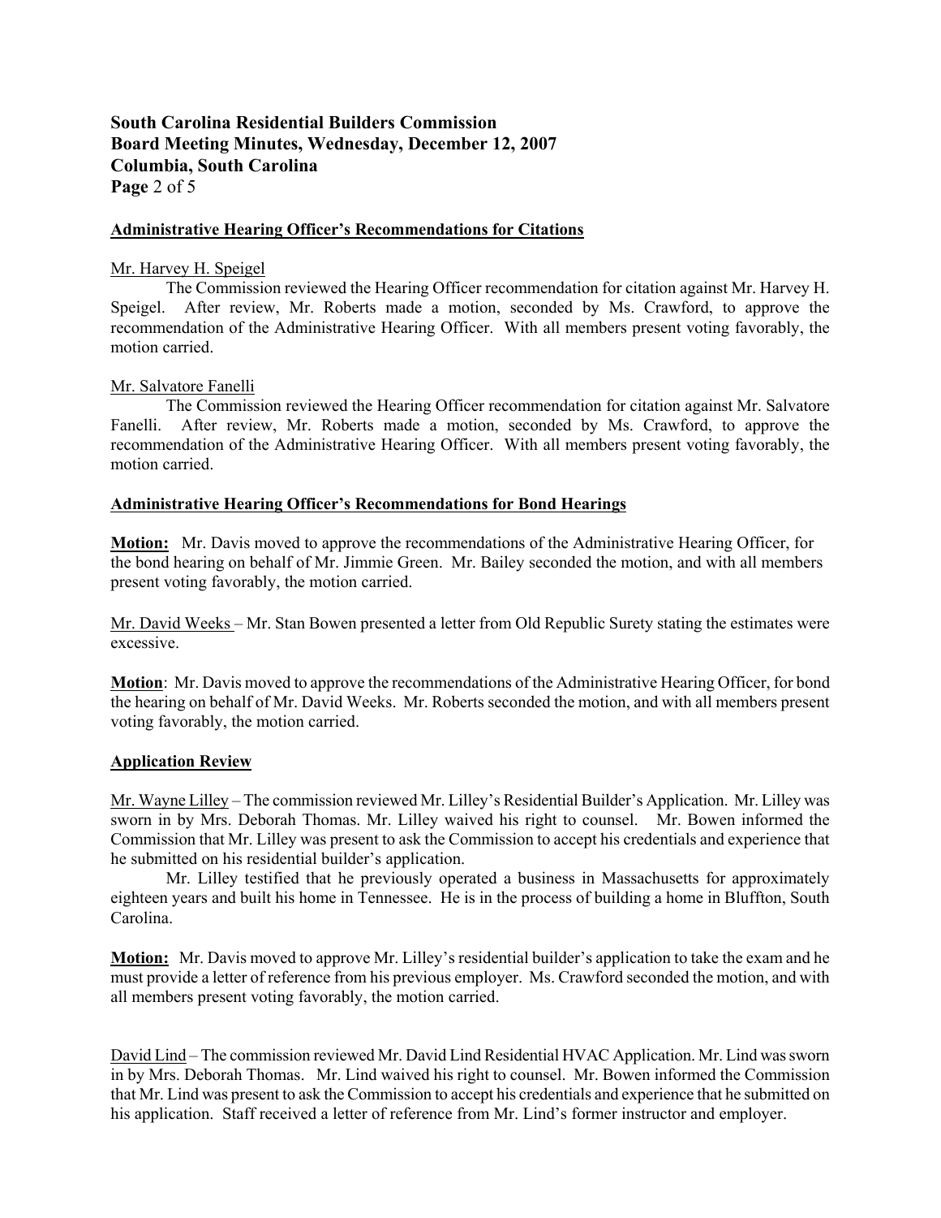## Administrative Hearing Officer's Recommendations for Citations

Mr. Harvey H. Speigel

The Commission reviewed the Hearing Officer recommendation for citation against Mr. Harvey H. Speigel. After review, Mr. Roberts made a motion, seconded by Ms. Crawford, to approve the recommendation of the Administrative Hearing Officer. With all members present voting favorably, the motion carried.

Mr. Salvatore Fanelli

The Commission reviewed the Hearing Officer recommendation for citation against Mr. Salvatore Fanelli. After review, Mr. Roberts made a motion, seconded by Ms. Crawford, to approve the recommendation of the Administrative Hearing Officer. With all members present voting favorably, the motion carried.

## Administrative Hearing Officer's Recommendations for Bond Hearings

**Motion:** Mr. Davis moved to approve the recommendations of the Administrative Hearing Officer, for the bond hearing on behalf of Mr. Jimmie Green. Mr. Bailey seconded the motion, and with all members present voting favorably, the motion carried.

Mr. David Weeks – Mr. Stan Bowen presented a letter from Old Republic Surety stating the estimates were excessive.

**Motion**: Mr. Davis moved to approve the recommendations of the Administrative Hearing Officer, for bond the hearing on behalf of Mr. David Weeks. Mr. Roberts seconded the motion, and with all members present voting favorably, the motion carried.

## Application Review

Mr. Wayne Lilley – The commission reviewed Mr. Lilley's Residential Builder's Application. Mr. Lilley was sworn in by Mrs. Deborah Thomas. Mr. Lilley waived his right to counsel. Mr. Bowen informed the Commission that Mr. Lilley was present to ask the Commission to accept his credentials and experience that he submitted on his residential builder's application.

Mr. Lilley testified that he previously operated a business in Massachusetts for approximately eighteen years and built his home in Tennessee. He is in the process of building a home in Bluffton, South Carolina.

**Motion:** Mr. Davis moved to approve Mr. Lilley's residential builder's application to take the exam and he must provide a letter of reference from his previous employer. Ms. Crawford seconded the motion, and with all members present voting favorably, the motion carried.

David Lind – The commission reviewed Mr. David Lind Residential HVAC Application. Mr. Lind was sworn in by Mrs. Deborah Thomas. Mr. Lind waived his right to counsel. Mr. Bowen informed the Commission that Mr. Lind was present to ask the Commission to accept his credentials and experience that he submitted on his application. Staff received a letter of reference from Mr. Lind's former instructor and employer.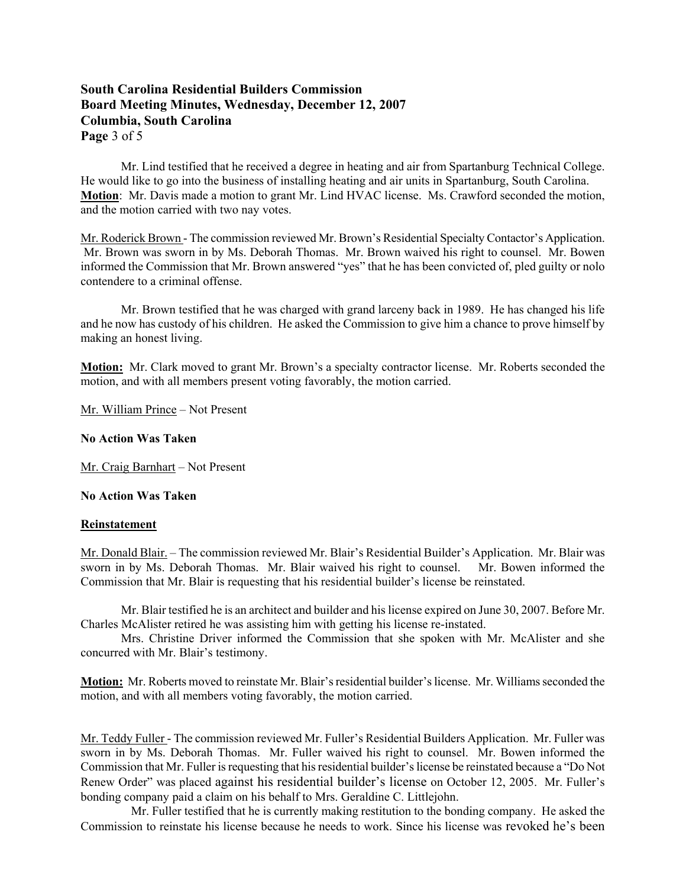Mr. Lind testified that he received a degree in heating and air from Spartanburg Technical College. He would like to go into the business of installing heating and air units in Spartanburg, South Carolina. **Motion**: Mr. Davis made a motion to grant Mr. Lind HVAC license. Ms. Crawford seconded the motion, and the motion carried with two nay votes.

Mr. Roderick Brown - The commission reviewed Mr. Brown's Residential Specialty Contactor's Application. Mr. Brown was sworn in by Ms. Deborah Thomas. Mr. Brown waived his right to counsel. Mr. Bowen informed the Commission that Mr. Brown answered "yes" that he has been convicted of, pled guilty or nolo contendere to a criminal offense.

Mr. Brown testified that he was charged with grand larceny back in 1989. He has changed his life and he now has custody of his children. He asked the Commission to give him a chance to prove himself by making an honest living.

**Motion:** Mr. Clark moved to grant Mr. Brown's a specialty contractor license. Mr. Roberts seconded the motion, and with all members present voting favorably, the motion carried.

Mr. William Prince – Not Present

**No Action Was Taken**

Mr. Craig Barnhart – Not Present

**No Action Was Taken**

**Reinstatement**

Mr. Donald Blair. – The commission reviewed Mr. Blair's Residential Builder's Application. Mr. Blair was sworn in by Ms. Deborah Thomas. Mr. Blair waived his right to counsel. Mr. Bowen informed the Commission that Mr. Blair is requesting that his residential builder's license be reinstated.

Mr. Blair testified he is an architect and builder and his license expired on June 30, 2007. Before Mr. Charles McAlister retired he was assisting him with getting his license re-instated.

Mrs. Christine Driver informed the Commission that she spoken with Mr. McAlister and she concurred with Mr. Blair's testimony.

**Motion:** Mr. Roberts moved to reinstate Mr. Blair's residential builder's license. Mr. Williams seconded the motion, and with all members voting favorably, the motion carried.

Mr. Teddy Fuller - The commission reviewed Mr. Fuller's Residential Builders Application. Mr. Fuller was sworn in by Ms. Deborah Thomas. Mr. Fuller waived his right to counsel. Mr. Bowen informed the Commission that Mr. Fuller is requesting that his residential builder's license be reinstated because a "Do Not Renew Order" was placed against his residential builder's license on October 12, 2005. Mr. Fuller's bonding company paid a claim on his behalf to Mrs. Geraldine C. Littlejohn.

Mr. Fuller testified that he is currently making restitution to the bonding company. He asked the Commission to reinstate his license because he needs to work. Since his license was revoked he's been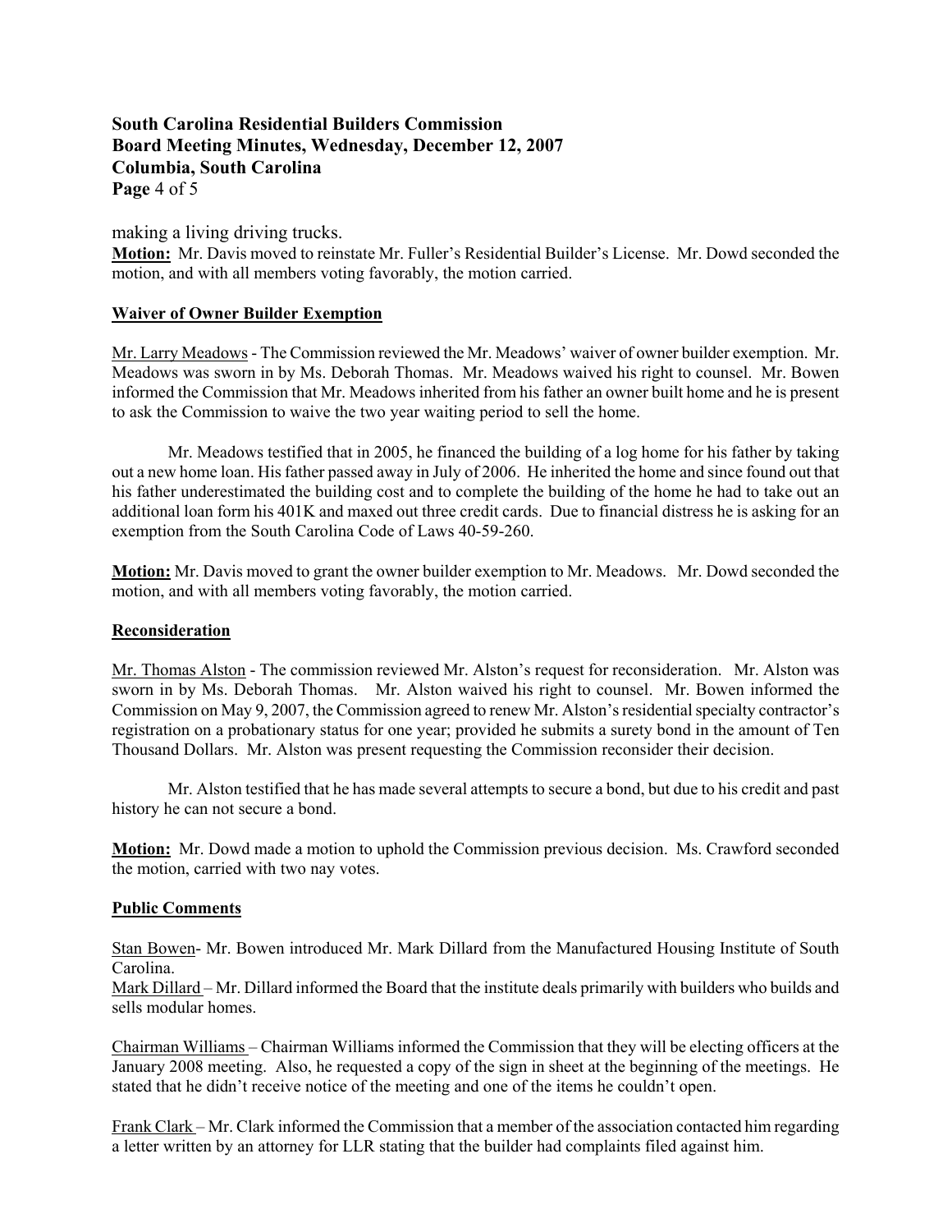making a living driving trucks.

**Motion:** Mr. Davis moved to reinstate Mr. Fuller's Residential Builder's License. Mr. Dowd seconded the motion, and with all members voting favorably, the motion carried.

**Waiver of Owner Builder Exemption**

Mr. Larry Meadows - The Commission reviewed the Mr. Meadows' waiver of owner builder exemption. Mr. Meadows was sworn in by Ms. Deborah Thomas. Mr. Meadows waived his right to counsel. Mr. Bowen informed the Commission that Mr. Meadows inherited from his father an owner built home and he is present to ask the Commission to waive the two year waiting period to sell the home.

Mr. Meadows testified that in 2005, he financed the building of a log home for his father by taking out a new home loan. His father passed away in July of 2006. He inherited the home and since found out that his father underestimated the building cost and to complete the building of the home he had to take out an additional loan form his 401K and maxed out three credit cards. Due to financial distress he is asking for an exemption from the South Carolina Code of Laws 40-59-260.

**Motion:** Mr. Davis moved to grant the owner builder exemption to Mr. Meadows. Mr. Dowd seconded the motion, and with all members voting favorably, the motion carried.

**Reconsideration**

Mr. Thomas Alston - The commission reviewed Mr. Alston's request for reconsideration. Mr. Alston was sworn in by Ms. Deborah Thomas. Mr. Alston waived his right to counsel. Mr. Bowen informed the Commission on May 9, 2007, the Commission agreed to renew Mr. Alston's residential specialty contractor's registration on a probationary status for one year; provided he submits a surety bond in the amount of Ten Thousand Dollars. Mr. Alston was present requesting the Commission reconsider their decision.

Mr. Alston testified that he has made several attempts to secure a bond, but due to his credit and past history he can not secure a bond.

**Motion:** Mr. Dowd made a motion to uphold the Commission previous decision. Ms. Crawford seconded the motion, carried with two nay votes.

**Public Comments**

Stan Bowen- Mr. Bowen introduced Mr. Mark Dillard from the Manufactured Housing Institute of South Carolina.

Mark Dillard – Mr. Dillard informed the Board that the institute deals primarily with builders who builds and sells modular homes.

Chairman Williams – Chairman Williams informed the Commission that they will be electing officers at the January 2008 meeting. Also, he requested a copy of the sign in sheet at the beginning of the meetings. He stated that he didn't receive notice of the meeting and one of the items he couldn't open.

Frank Clark – Mr. Clark informed the Commission that a member of the association contacted him regarding a letter written by an attorney for LLR stating that the builder had complaints filed against him.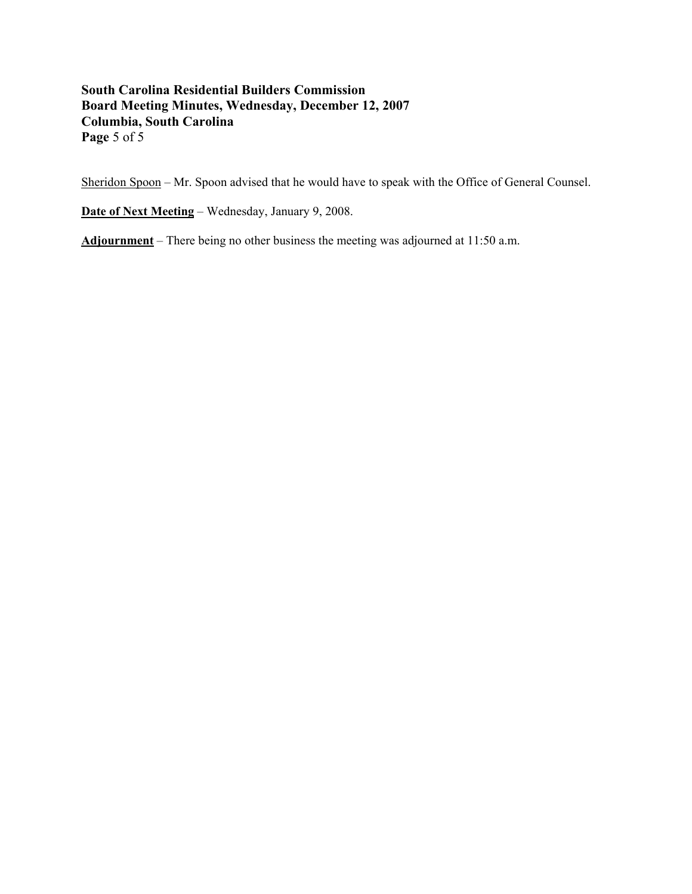<u>Sheridon Spoon</u> – Mr. Spoon advised that he would have to speak with the Office of General Counsel.

**<u>Date of Next Meeting</u>** – Wednesday, January 9, 2008.

**<u>Adjournment</u>** – There being no other business the meeting was adjourned at 11:50 a.m.